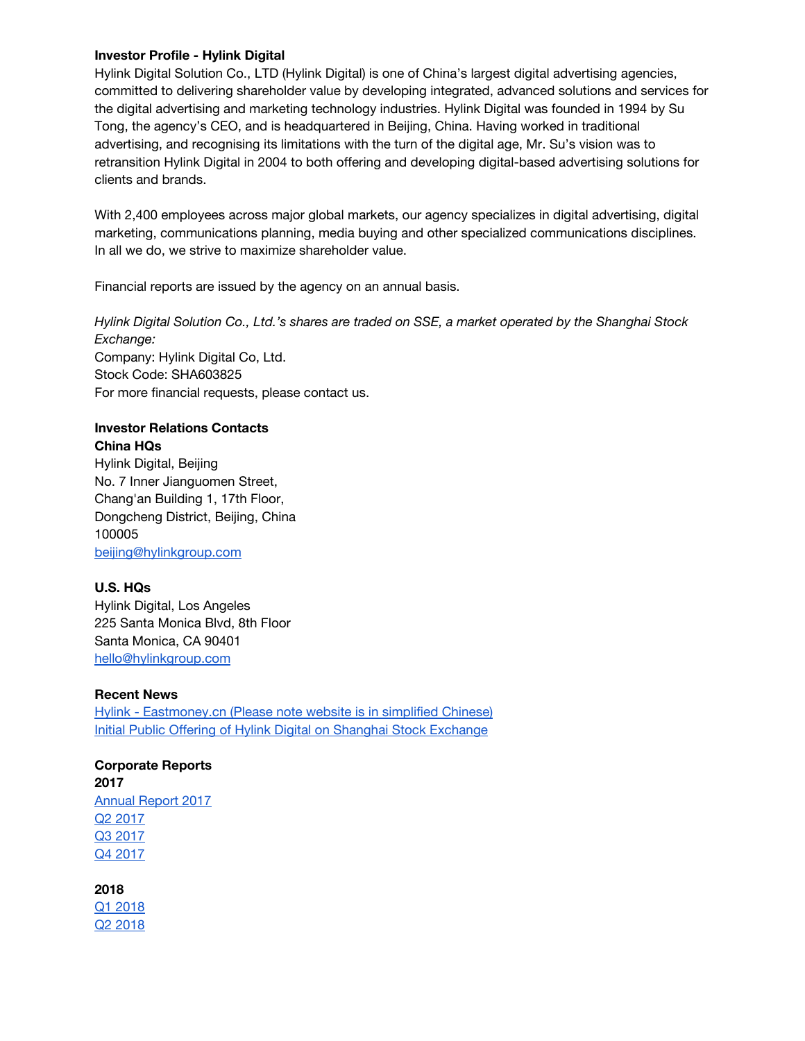**Investor Profile - Hylink Digital**

Hylink Digital Solution Co., LTD (Hylink Digital) is one of China's largest digital advertising agencies, committed to delivering shareholder value by developing integrated, advanced solutions and services for the digital advertising and marketing technology industries. Hylink Digital was founded in 1994 by Su Tong, the agency's CEO, and is headquartered in Beijing, China. Having worked in traditional advertising, and recognising its limitations with the turn of the digital age, Mr. Su's vision was to retransition Hylink Digital in 2004 to both offering and developing digital-based advertising solutions for clients and brands.

With 2,400 employees across major global markets, our agency specializes in digital advertising, digital marketing, communications planning, media buying and other specialized communications disciplines. In all we do, we strive to maximize shareholder value.

Financial reports are issued by the agency on an annual basis.

*Hylink Digital Solution Co., Ltd.'s shares are traded on SSE, a market operated by the Shanghai Stock Exchange:*
Company: Hylink Digital Co, Ltd.
Stock Code: SHA603825
For more financial requests, please contact us.

**Investor Relations Contacts**

**China HQs**
Hylink Digital, Beijing
No. 7 Inner Jianguomen Street,
Chang'an Building 1, 17th Floor,
Dongcheng District, Beijing, China
100005
beijing@hylinkgroup.com

**U.S. HQs**
Hylink Digital, Los Angeles
225 Santa Monica Blvd, 8th Floor
Santa Monica, CA 90401
hello@hylinkgroup.com

**Recent News**
Hylink - Eastmoney.cn (Please note website is in simplified Chinese)
Initial Public Offering of Hylink Digital on Shanghai Stock Exchange

**Corporate Reports**

**2017**
Annual Report 2017
Q2 2017
Q3 2017
Q4 2017

**2018**
Q1 2018
Q2 2018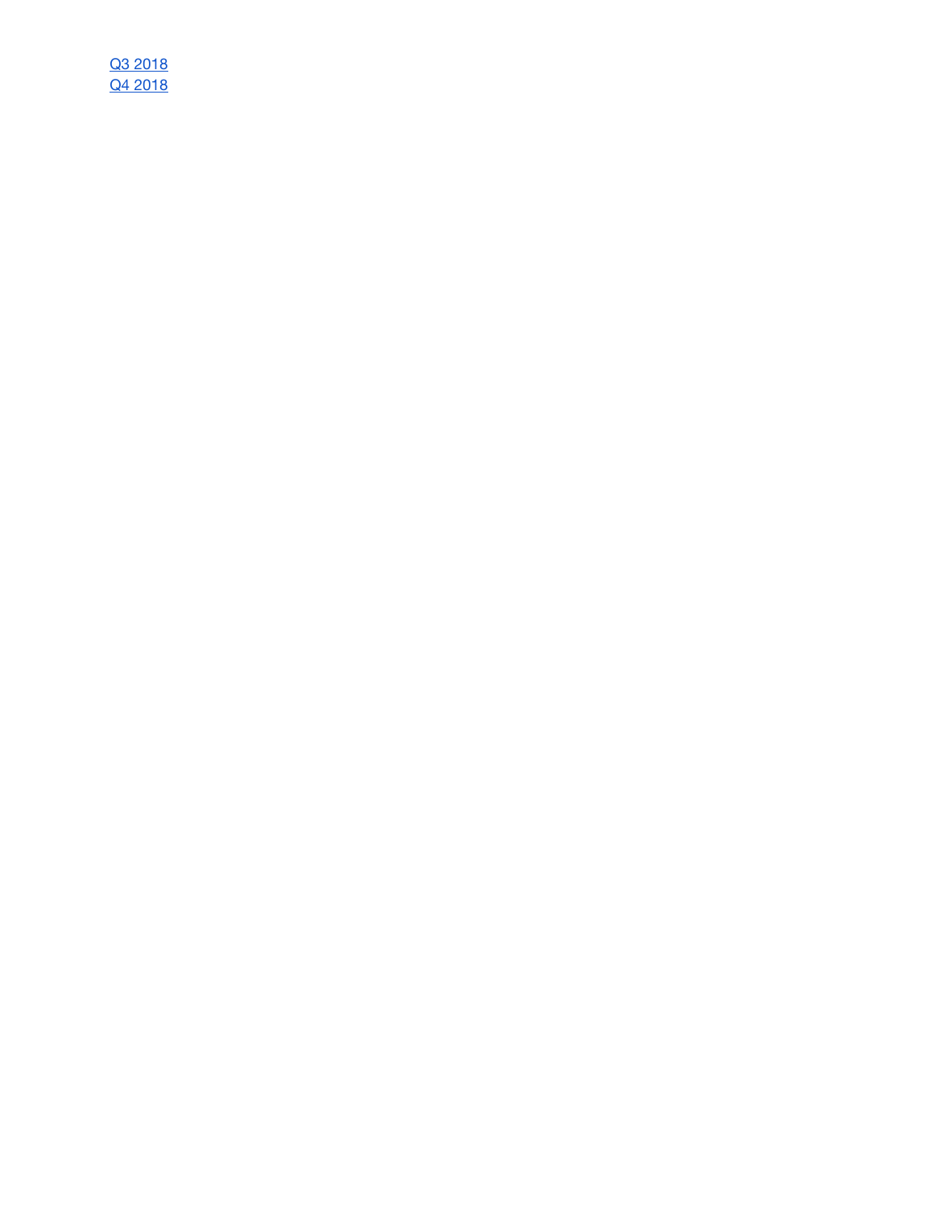Q3 2018
Q4 2018